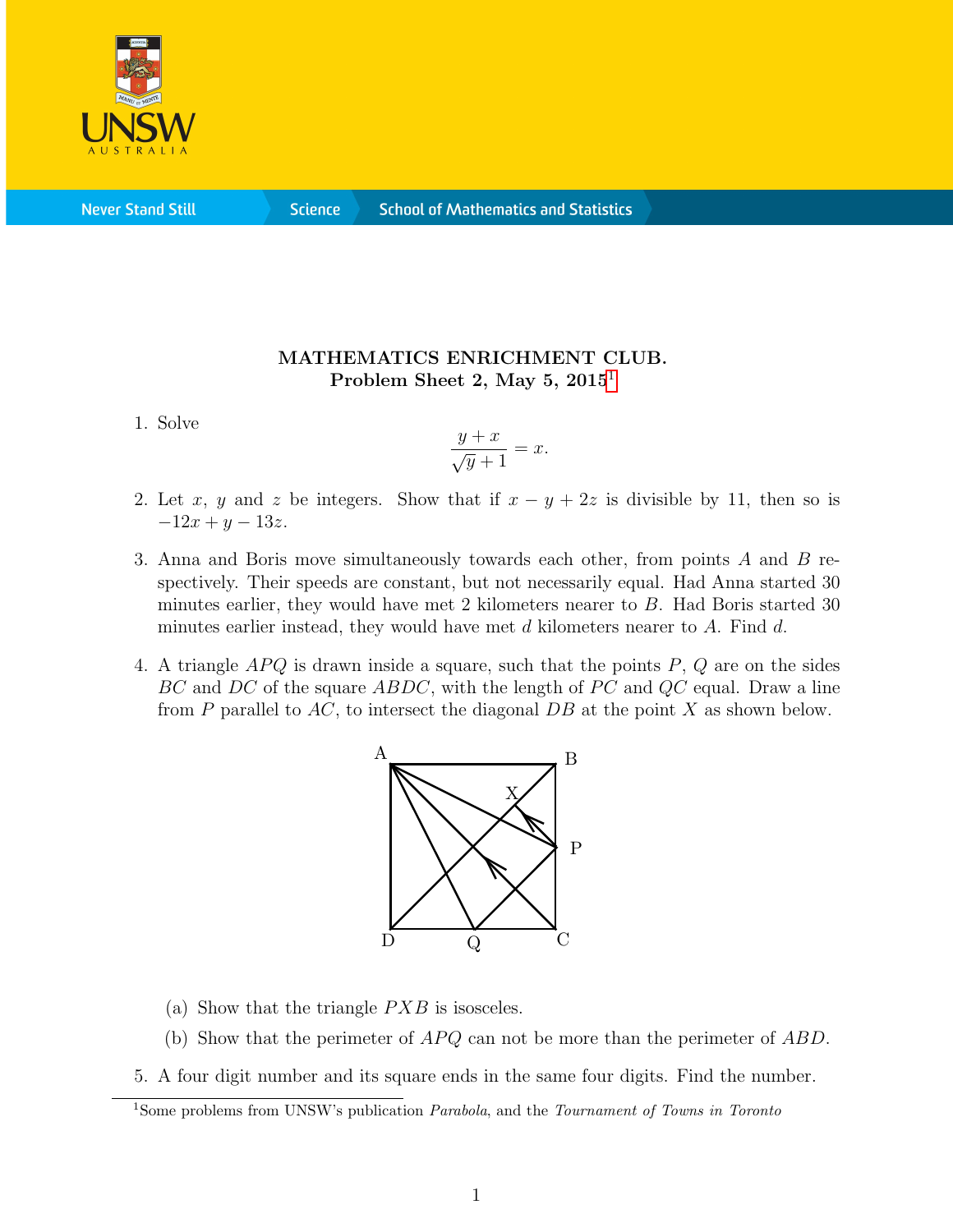UNSW AUSTRALIA

Never Stand Still | Science | School of Mathematics and Statistics

**MATHEMATICS ENRICHMENT CLUB.**
**Problem Sheet 2, May 5, 2015**[1]

1. Solve
$$\frac{y+x}{\sqrt{y}+1} = x.$$

2. Let $x$, $y$ and $z$ be integers. Show that if $x - y + 2z$ is divisible by 11, then so is $-12x + y - 13z$.

3. Anna and Boris move simultaneously towards each other, from points $A$ and $B$ respectively. Their speeds are constant, but not necessarily equal. Had Anna started 30 minutes earlier, they would have met 2 kilometers nearer to $B$. Had Boris started 30 minutes earlier instead, they would have met $d$ kilometers nearer to $A$. Find $d$.

4. A triangle $APQ$ is drawn inside a square, such that the points $P$, $Q$ are on the sides $BC$ and $DC$ of the square $ABDC$, with the length of $PC$ and $QC$ equal. Draw a line from $P$ parallel to $AC$, to intersect the diagonal $DB$ at the point $X$ as shown below.

   (a) Show that the triangle $PXB$ is isosceles.

   (b) Show that the perimeter of $APQ$ can not be more than the perimeter of $ABD$.

5. A four digit number and its square ends in the same four digits. Find the number.

[1] Some problems from UNSW's publication *Parabola*, and the *Tournament of Towns in Toronto*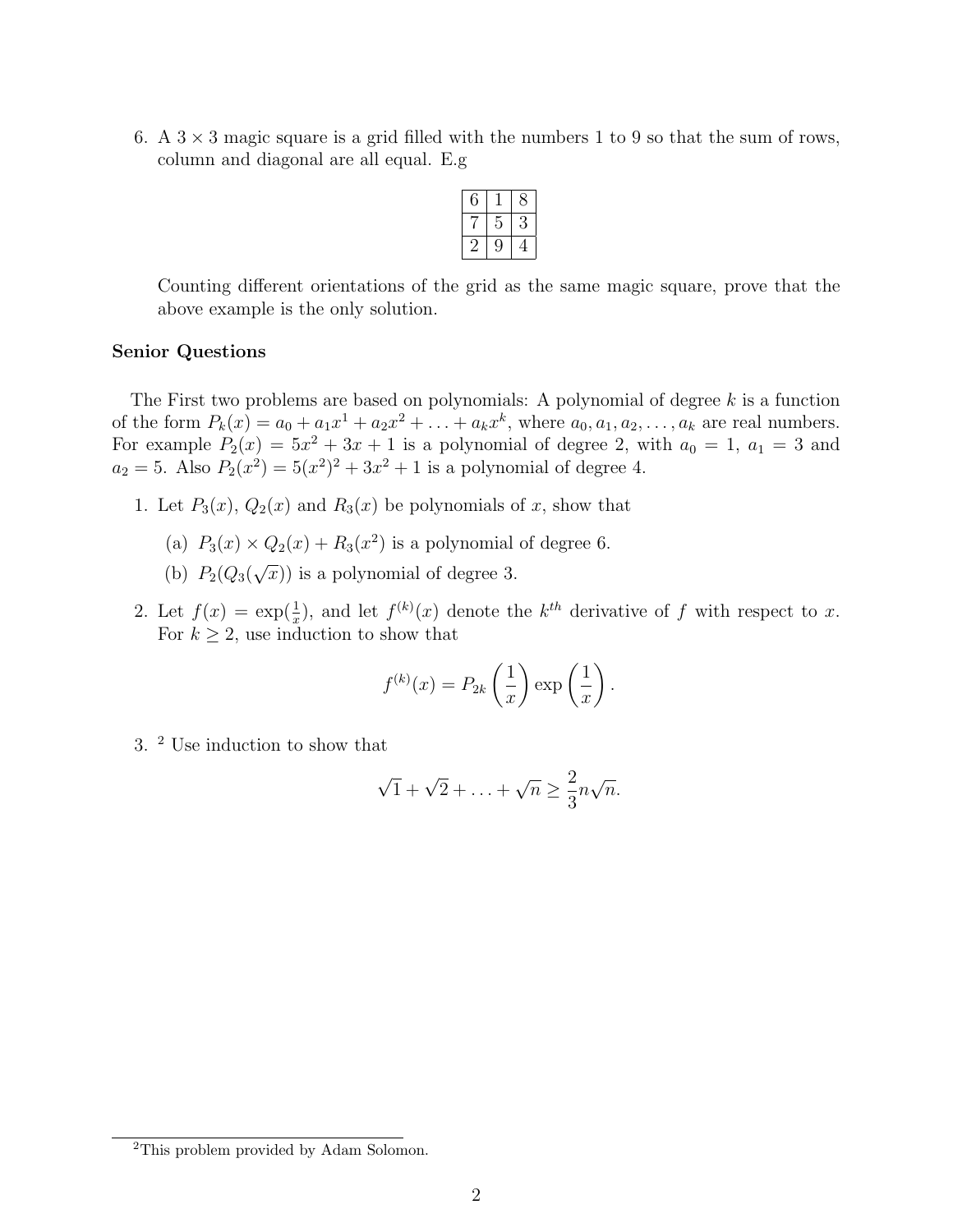6. A $3 \times 3$ magic square is a grid filled with the numbers 1 to 9 so that the sum of rows, column and diagonal are all equal. E.g

| | | |
|---|---|---|
| 6 | 1 | 8 |
| 7 | 5 | 3 |
| 2 | 9 | 4 |

Counting different orientations of the grid as the same magic square, prove that the above example is the only solution.

**Senior Questions**

The First two problems are based on polynomials: A polynomial of degree $k$ is a function of the form $P_k(x) = a_0 + a_1x^1 + a_2x^2 + \ldots + a_kx^k$, where $a_0, a_1, a_2, \ldots, a_k$ are real numbers. For example $P_2(x) = 5x^2 + 3x + 1$ is a polynomial of degree 2, with $a_0 = 1$, $a_1 = 3$ and $a_2 = 5$. Also $P_2(x^2) = 5(x^2)^2 + 3x^2 + 1$ is a polynomial of degree 4.

1. Let $P_3(x)$, $Q_2(x)$ and $R_3(x)$ be polynomials of $x$, show that

   (a) $P_3(x) \times Q_2(x) + R_3(x^2)$ is a polynomial of degree 6.

   (b) $P_2(Q_3(\sqrt{x}))$ is a polynomial of degree 3.

2. Let $f(x) = \exp(\frac{1}{x})$, and let $f^{(k)}(x)$ denote the $k^{th}$ derivative of $f$ with respect to $x$. For $k \geq 2$, use induction to show that

$$f^{(k)}(x) = P_{2k}\left(\frac{1}{x}\right)\exp\left(\frac{1}{x}\right).$$

3. [2] Use induction to show that

$$\sqrt{1} + \sqrt{2} + \ldots + \sqrt{n} \geq \frac{2}{3}n\sqrt{n}.$$

[2] This problem provided by Adam Solomon.